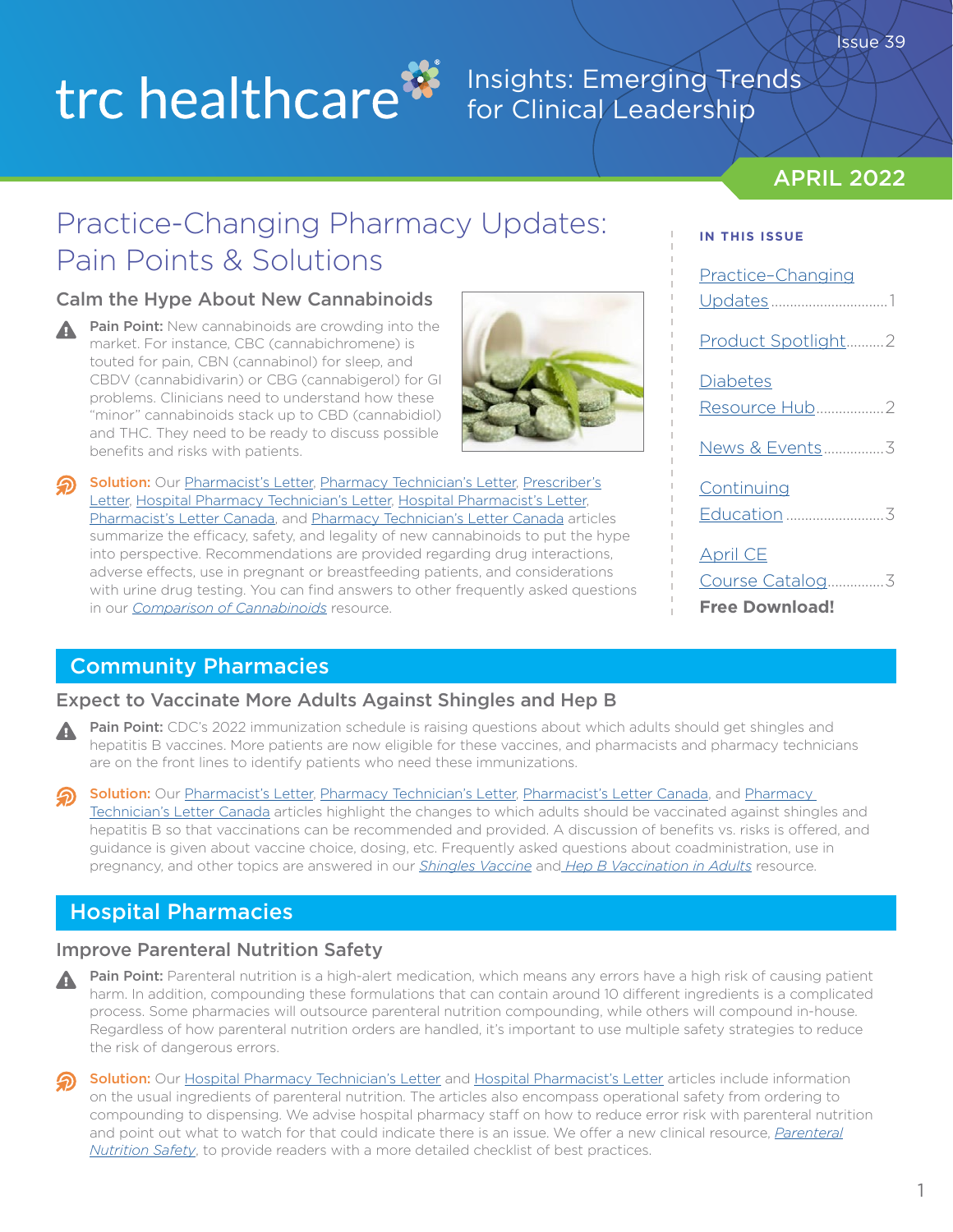trc healthcare

Insights: Emerging Trends for Clinical Leadership

Issue 39

APRIL 2022

# Practice-Changing Pharmacy Updates: Pain Points & Solutions

## Calm the Hype About New Cannabinoids

**Pain Point:** New cannabinoids are crowding into the market. For instance, CBC (cannabichromene) is touted for pain, CBN (cannabinol) for sleep, and CBDV (cannabidivarin) or CBG (cannabigerol) for GI problems. Clinicians need to understand how these "minor" cannabinoids stack up to CBD (cannabidiol) and THC. They need to be ready to discuss possible benefits and risks with patients.

**Solution:** Our Pharmacist's Letter, Pharmacy Technician's Letter, Prescriber's Letter, Hospital Pharmacy Technician's Letter, Hospital Pharmacist's Letter, Pharmacist's Letter Canada, and Pharmacy Technician's Letter Canada articles summarize the efficacy, safety, and legality of new cannabinoids to put the hype into perspective. Recommendations are provided regarding drug interactions, adverse effects, use in pregnant or breastfeeding patients, and considerations with urine drug testing. You can find answers to other frequently asked questions in our *Comparison of Cannabinoids* resource.

**IN THIS ISSUE**

- Practice-Changing Updates ......1
- Product Spotlight ......2
- Diabetes Resource Hub ......2
- News & Events ......3
- Continuing Education ......3
- April CE Course Catalog ......3 **Free Download!**

## Community Pharmacies

### Expect to Vaccinate More Adults Against Shingles and Hep B

**Pain Point:** CDC's 2022 immunization schedule is raising questions about which adults should get shingles and hepatitis B vaccines. More patients are now eligible for these vaccines, and pharmacists and pharmacy technicians are on the front lines to identify patients who need these immunizations.

**Solution:** Our Pharmacist's Letter, Pharmacy Technician's Letter, Pharmacist's Letter Canada, and Pharmacy Technician's Letter Canada articles highlight the changes to which adults should be vaccinated against shingles and hepatitis B so that vaccinations can be recommended and provided. A discussion of benefits vs. risks is offered, and guidance is given about vaccine choice, dosing, etc. Frequently asked questions about coadministration, use in pregnancy, and other topics are answered in our *Shingles Vaccine* and *Hep B Vaccination in Adults* resource.

## Hospital Pharmacies

### Improve Parenteral Nutrition Safety

**Pain Point:** Parenteral nutrition is a high-alert medication, which means any errors have a high risk of causing patient harm. In addition, compounding these formulations that can contain around 10 different ingredients is a complicated process. Some pharmacies will outsource parenteral nutrition compounding, while others will compound in-house. Regardless of how parenteral nutrition orders are handled, it's important to use multiple safety strategies to reduce the risk of dangerous errors.

**Solution:** Our Hospital Pharmacy Technician's Letter and Hospital Pharmacist's Letter articles include information on the usual ingredients of parenteral nutrition. The articles also encompass operational safety from ordering to compounding to dispensing. We advise hospital pharmacy staff on how to reduce error risk with parenteral nutrition and point out what to watch for that could indicate there is an issue. We offer a new clinical resource, *Parenteral Nutrition Safety*, to provide readers with a more detailed checklist of best practices.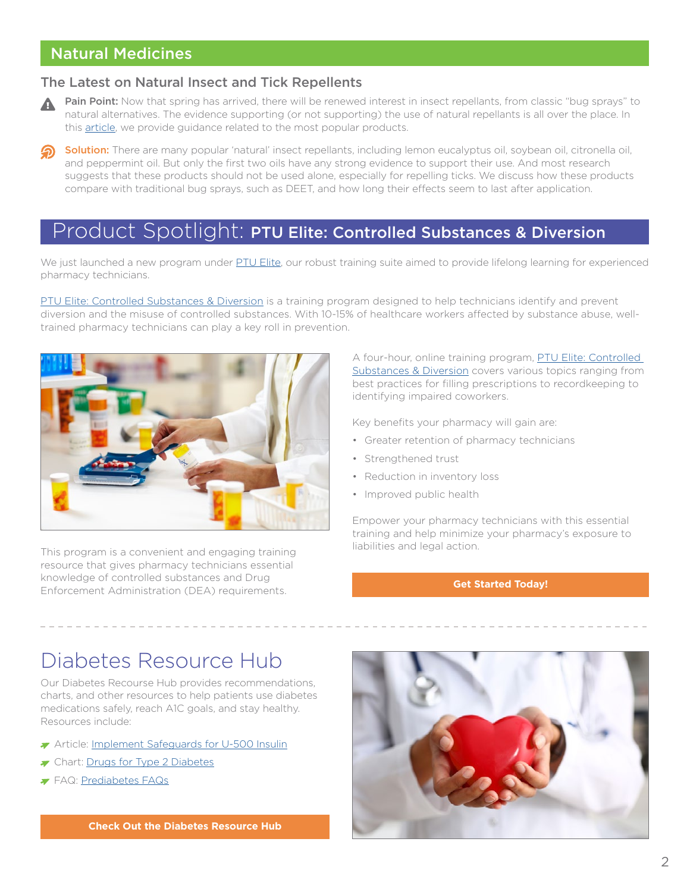## Natural Medicines

### The Latest on Natural Insect and Tick Repellents

**Pain Point:** Now that spring has arrived, there will be renewed interest in insect repellants, from classic "bug sprays" to natural alternatives. The evidence supporting (or not supporting) the use of natural repellants is all over the place. In this article, we provide guidance related to the most popular products.

**Solution:** There are many popular 'natural' insect repellants, including lemon eucalyptus oil, soybean oil, citronella oil, and peppermint oil. But only the first two oils have any strong evidence to support their use. And most research suggests that these products should not be used alone, especially for repelling ticks. We discuss how these products compare with traditional bug sprays, such as DEET, and how long their effects seem to last after application.

## Product Spotlight: **PTU Elite: Controlled Substances & Diversion**

We just launched a new program under PTU Elite, our robust training suite aimed to provide lifelong learning for experienced pharmacy technicians.

PTU Elite: Controlled Substances & Diversion is a training program designed to help technicians identify and prevent diversion and the misuse of controlled substances. With 10-15% of healthcare workers affected by substance abuse, well-trained pharmacy technicians can play a key roll in prevention.

This program is a convenient and engaging training resource that gives pharmacy technicians essential knowledge of controlled substances and Drug Enforcement Administration (DEA) requirements.

A four-hour, online training program, PTU Elite: Controlled Substances & Diversion covers various topics ranging from best practices for filling prescriptions to recordkeeping to identifying impaired coworkers.

Key benefits your pharmacy will gain are:

- Greater retention of pharmacy technicians
- Strengthened trust
- Reduction in inventory loss
- Improved public health

Empower your pharmacy technicians with this essential training and help minimize your pharmacy's exposure to liabilities and legal action.

**Get Started Today!**

# Diabetes Resource Hub

Our Diabetes Recourse Hub provides recommendations, charts, and other resources to help patients use diabetes medications safely, reach A1C goals, and stay healthy. Resources include:

- Article: Implement Safeguards for U-500 Insulin
- Chart: Drugs for Type 2 Diabetes
- FAQ: Prediabetes FAQs

**Check Out the Diabetes Resource Hub**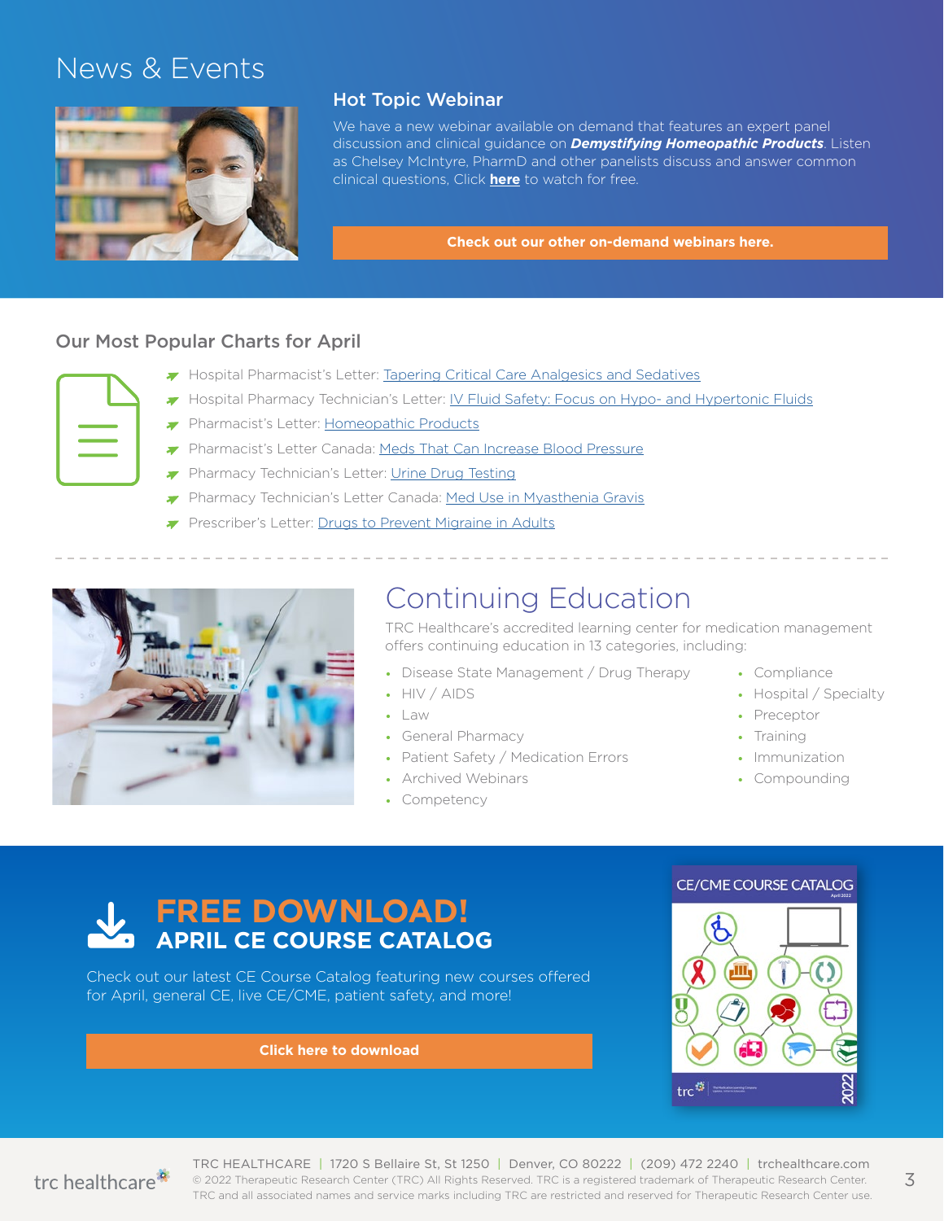# News & Events

## Hot Topic Webinar

We have a new webinar available on demand that features an expert panel discussion and clinical guidance on ***Demystifying Homeopathic Products***. Listen as Chelsey McIntyre, PharmD and other panelists discuss and answer common clinical questions, Click **here** to watch for free.

**Check out our other on-demand webinars here.**

## Our Most Popular Charts for April

- Hospital Pharmacist's Letter: Tapering Critical Care Analgesics and Sedatives
- Hospital Pharmacy Technician's Letter: IV Fluid Safety: Focus on Hypo- and Hypertonic Fluids
- Pharmacist's Letter: Homeopathic Products
- Pharmacist's Letter Canada: Meds That Can Increase Blood Pressure
- Pharmacy Technician's Letter: Urine Drug Testing
- Pharmacy Technician's Letter Canada: Med Use in Myasthenia Gravis
- Prescriber's Letter: Drugs to Prevent Migraine in Adults

---

# Continuing Education

TRC Healthcare's accredited learning center for medication management offers continuing education in 13 categories, including:

- Disease State Management / Drug Therapy
- HIV / AIDS
- Law
- General Pharmacy
- Patient Safety / Medication Errors
- Archived Webinars
- Competency
- Compliance
- Hospital / Specialty
- Preceptor
- Training
- Immunization
- Compounding

# FREE DOWNLOAD!

## APRIL CE COURSE CATALOG

Check out our latest CE Course Catalog featuring new courses offered for April, general CE, live CE/CME, patient safety, and more!

**Click here to download**

CE/CME COURSE CATALOG

April 2022

2022

TRC HEALTHCARE | 1720 S Bellaire St, St 1250 | Denver, CO 80222 | (209) 472 2240 | trchealthcare.com

© 2022 Therapeutic Research Center (TRC) All Rights Reserved. TRC is a registered trademark of Therapeutic Research Center. TRC and all associated names and service marks including TRC are restricted and reserved for Therapeutic Research Center use.